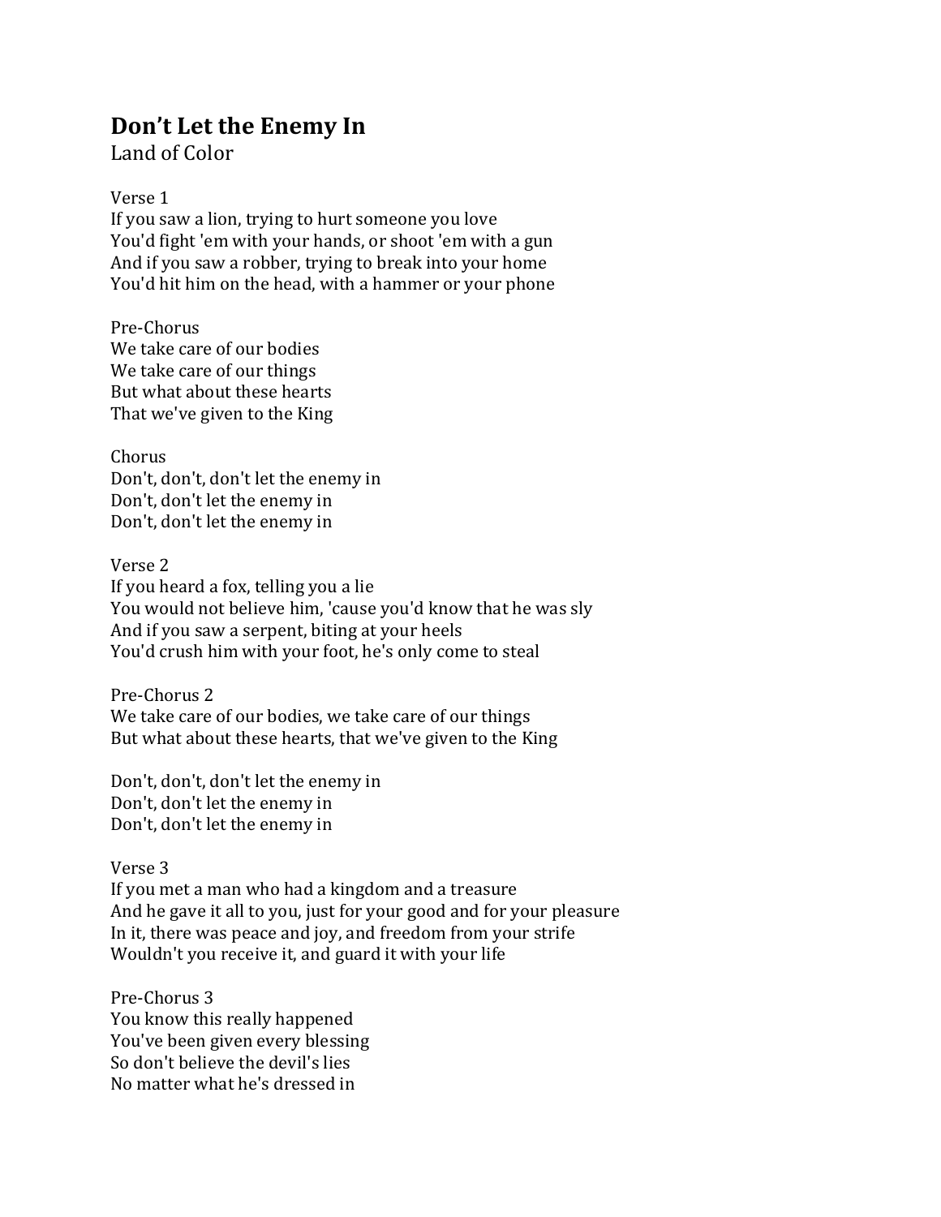# Don’t Let the Enemy In

Land of Color

Verse 1
If you saw a lion, trying to hurt someone you love
You'd fight 'em with your hands, or shoot 'em with a gun
And if you saw a robber, trying to break into your home
You'd hit him on the head, with a hammer or your phone

Pre-Chorus
We take care of our bodies
We take care of our things
But what about these hearts
That we've given to the King

Chorus
Don't, don't, don't let the enemy in
Don't, don't let the enemy in
Don't, don't let the enemy in

Verse 2
If you heard a fox, telling you a lie
You would not believe him, 'cause you'd know that he was sly
And if you saw a serpent, biting at your heels
You'd crush him with your foot, he's only come to steal

Pre-Chorus 2
We take care of our bodies, we take care of our things
But what about these hearts, that we've given to the King

Don't, don't, don't let the enemy in
Don't, don't let the enemy in
Don't, don't let the enemy in

Verse 3
If you met a man who had a kingdom and a treasure
And he gave it all to you, just for your good and for your pleasure
In it, there was peace and joy, and freedom from your strife
Wouldn't you receive it, and guard it with your life

Pre-Chorus 3
You know this really happened
You've been given every blessing
So don't believe the devil's lies
No matter what he's dressed in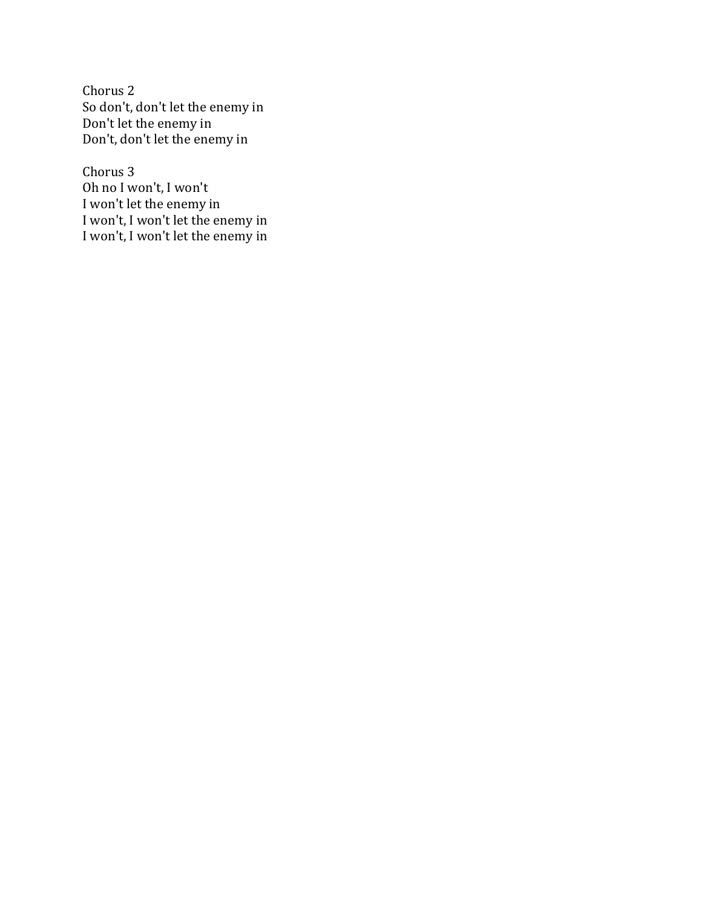Chorus 2
So don't, don't let the enemy in
Don't let the enemy in
Don't, don't let the enemy in

Chorus 3
Oh no I won't, I won't
I won't let the enemy in
I won't, I won't let the enemy in
I won't, I won't let the enemy in